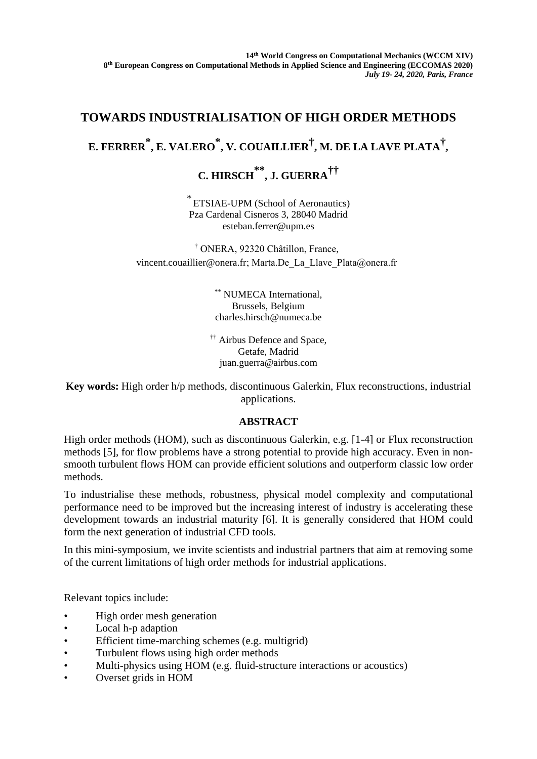14th World Congress on Computational Mechanics (WCCM XIV)
8th European Congress on Computational Methods in Applied Science and Engineering (ECCOMAS 2020)
*July 19- 24, 2020, Paris, France*

# TOWARDS INDUSTRIALISATION OF HIGH ORDER METHODS

## E. FERRER*, E. VALERO*, V. COUAILLIER†, M. DE LA LAVE PLATA†, C. HIRSCH**, J. GUERRA††

\* ETSIAE-UPM (School of Aeronautics)
Pza Cardenal Cisneros 3, 28040 Madrid
esteban.ferrer@upm.es

† ONERA, 92320 Châtillon, France,
vincent.couaillier@onera.fr; Marta.De_La_Llave_Plata@onera.fr

** NUMECA International,
Brussels, Belgium
charles.hirsch@numeca.be

†† Airbus Defence and Space,
Getafe, Madrid
juan.guerra@airbus.com

**Key words:** High order h/p methods, discontinuous Galerkin, Flux reconstructions, industrial applications.

### ABSTRACT

High order methods (HOM), such as discontinuous Galerkin, e.g. [1-4] or Flux reconstruction methods [5], for flow problems have a strong potential to provide high accuracy. Even in non-smooth turbulent flows HOM can provide efficient solutions and outperform classic low order methods.

To industrialise these methods, robustness, physical model complexity and computational performance need to be improved but the increasing interest of industry is accelerating these development towards an industrial maturity [6]. It is generally considered that HOM could form the next generation of industrial CFD tools.

In this mini-symposium, we invite scientists and industrial partners that aim at removing some of the current limitations of high order methods for industrial applications.

Relevant topics include:

- High order mesh generation
- Local h-p adaption
- Efficient time-marching schemes (e.g. multigrid)
- Turbulent flows using high order methods
- Multi-physics using HOM (e.g. fluid-structure interactions or acoustics)
- Overset grids in HOM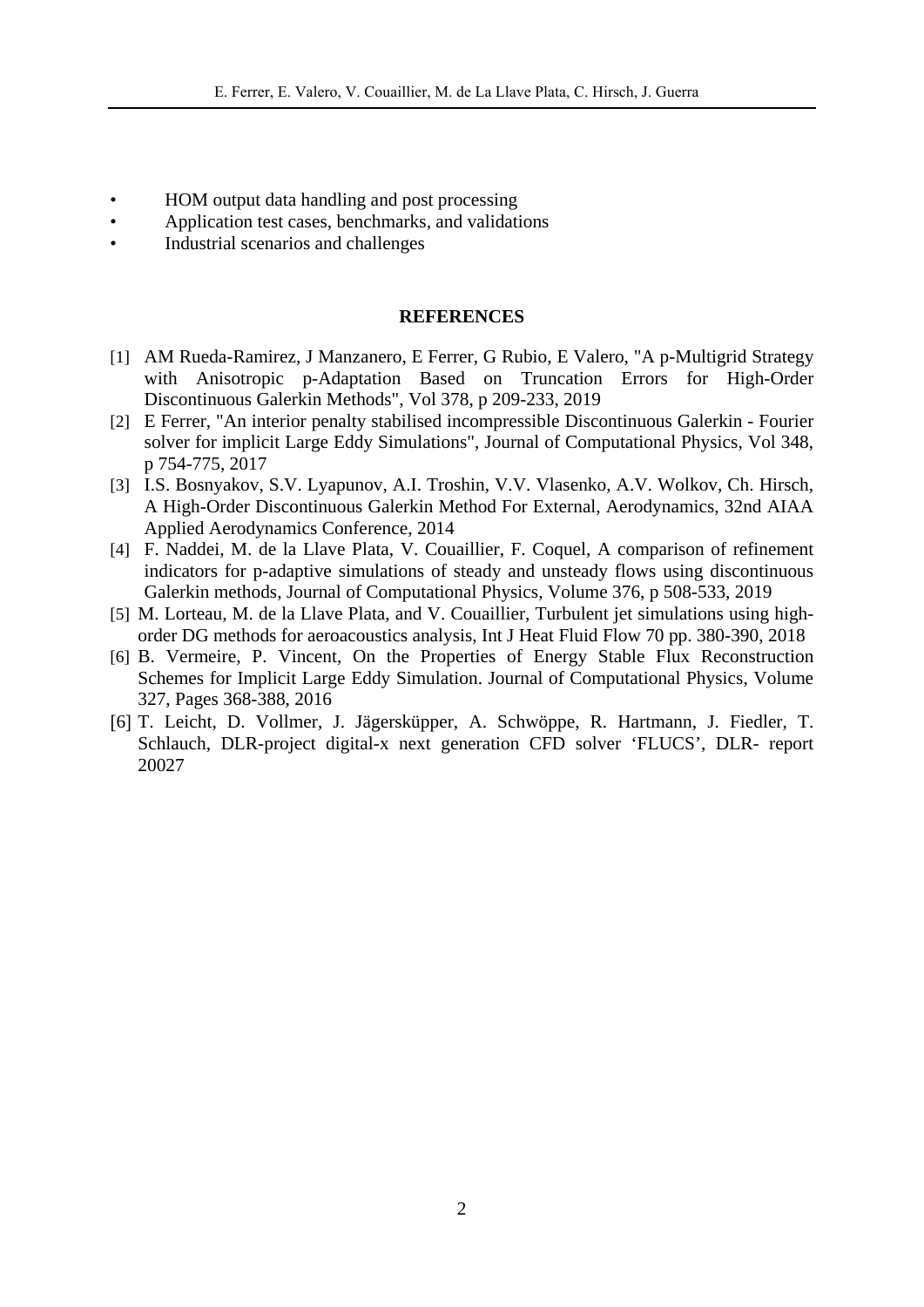- HOM output data handling and post processing
- Application test cases, benchmarks, and validations
- Industrial scenarios and challenges

## REFERENCES

[1] AM Rueda-Ramirez, J Manzanero, E Ferrer, G Rubio, E Valero, "A p-Multigrid Strategy with Anisotropic p-Adaptation Based on Truncation Errors for High-Order Discontinuous Galerkin Methods", Vol 378, p 209-233, 2019

[2] E Ferrer, "An interior penalty stabilised incompressible Discontinuous Galerkin - Fourier solver for implicit Large Eddy Simulations", Journal of Computational Physics, Vol 348, p 754-775, 2017

[3] I.S. Bosnyakov, S.V. Lyapunov, A.I. Troshin, V.V. Vlasenko, A.V. Wolkov, Ch. Hirsch, A High-Order Discontinuous Galerkin Method For External, Aerodynamics, 32nd AIAA Applied Aerodynamics Conference, 2014

[4] F. Naddei, M. de la Llave Plata, V. Couaillier, F. Coquel, A comparison of refinement indicators for p-adaptive simulations of steady and unsteady flows using discontinuous Galerkin methods, Journal of Computational Physics, Volume 376, p 508-533, 2019

[5] M. Lorteau, M. de la Llave Plata, and V. Couaillier, Turbulent jet simulations using high-order DG methods for aeroacoustics analysis, Int J Heat Fluid Flow 70 pp. 380-390, 2018

[6] B. Vermeire, P. Vincent, On the Properties of Energy Stable Flux Reconstruction Schemes for Implicit Large Eddy Simulation. Journal of Computational Physics, Volume 327, Pages 368-388, 2016

[6] T. Leicht, D. Vollmer, J. Jägersküpper, A. Schwöppe, R. Hartmann, J. Fiedler, T. Schlauch, DLR-project digital-x next generation CFD solver 'FLUCS', DLR- report 20027